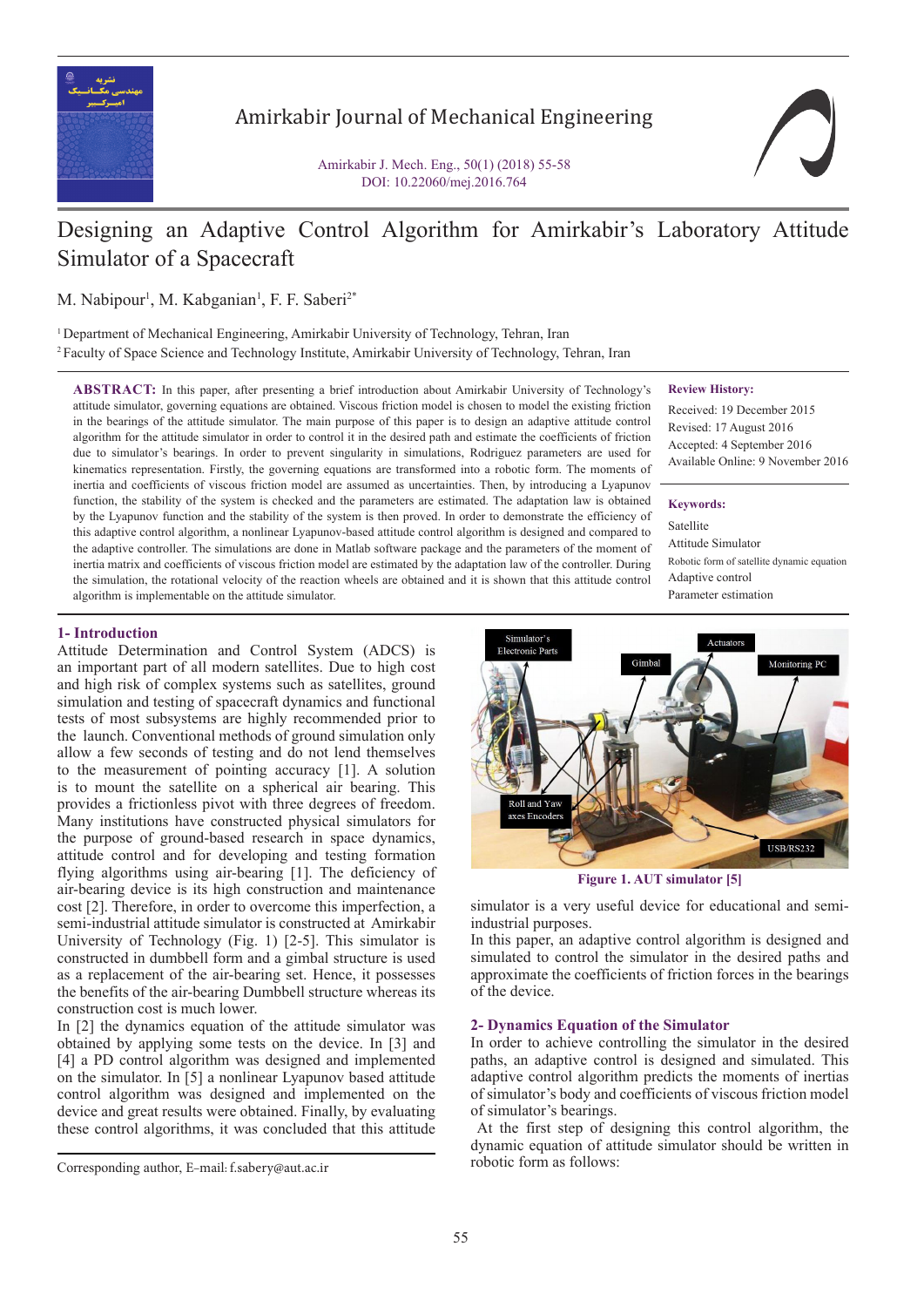# Designing an Adaptive Control Algorithm for Amirkabir's Laboratory Attitude Simulator of a Spacecraft

M. Nabipour[1], M. Kabganian[1], F. F. Saberi[2*]

[1] Department of Mechanical Engineering, Amirkabir University of Technology, Tehran, Iran
[2] Faculty of Space Science and Technology Institute, Amirkabir University of Technology, Tehran, Iran

**ABSTRACT:** In this paper, after presenting a brief introduction about Amirkabir University of Technology's attitude simulator, governing equations are obtained. Viscous friction model is chosen to model the existing friction in the bearings of the attitude simulator. The main purpose of this paper is to design an adaptive attitude control algorithm for the attitude simulator in order to control it in the desired path and estimate the coefficients of friction due to simulator's bearings. In order to prevent singularity in simulations, Rodriguez parameters are used for kinematics representation. Firstly, the governing equations are transformed into a robotic form. The moments of inertia and coefficients of viscous friction model are assumed as uncertainties. Then, by introducing a Lyapunov function, the stability of the system is checked and the parameters are estimated. The adaptation law is obtained by the Lyapunov function and the stability of the system is then proved. In order to demonstrate the efficiency of this adaptive control algorithm, a nonlinear Lyapunov-based attitude control algorithm is designed and compared to the adaptive controller. The simulations are done in Matlab software package and the parameters of the moment of inertia matrix and coefficients of viscous friction model are estimated by the adaptation law of the controller. During the simulation, the rotational velocity of the reaction wheels are obtained and it is shown that this attitude control algorithm is implementable on the attitude simulator.

**Review History:**

Received: 19 December 2015
Revised: 17 August 2016
Accepted: 4 September 2016
Available Online: 9 November 2016

**Keywords:**

Satellite
Attitude Simulator
Robotic form of satellite dynamic equation
Adaptive control
Parameter estimation

## 1- Introduction

Attitude Determination and Control System (ADCS) is an important part of all modern satellites. Due to high cost and high risk of complex systems such as satellites, ground simulation and testing of spacecraft dynamics and functional tests of most subsystems are highly recommended prior to the launch. Conventional methods of ground simulation only allow a few seconds of testing and do not lend themselves to the measurement of pointing accuracy [1]. A solution is to mount the satellite on a spherical air bearing. This provides a frictionless pivot with three degrees of freedom. Many institutions have constructed physical simulators for the purpose of ground-based research in space dynamics, attitude control and for developing and testing formation flying algorithms using air-bearing [1]. The deficiency of air-bearing device is its high construction and maintenance cost [2]. Therefore, in order to overcome this imperfection, a semi-industrial attitude simulator is constructed at Amirkabir University of Technology (Fig. 1) [2-5]. This simulator is constructed in dumbbell form and a gimbal structure is used as a replacement of the air-bearing set. Hence, it possesses the benefits of the air-bearing Dumbbell structure whereas its construction cost is much lower.

In [2] the dynamics equation of the attitude simulator was obtained by applying some tests on the device. In [3] and [4] a PD control algorithm was designed and implemented on the simulator. In [5] a nonlinear Lyapunov based attitude control algorithm was designed and implemented on the device and great results were obtained. Finally, by evaluating these control algorithms, it was concluded that this attitude simulator is a very useful device for educational and semi-industrial purposes.

Figure 1. AUT simulator [5]

In this paper, an adaptive control algorithm is designed and simulated to control the simulator in the desired paths and approximate the coefficients of friction forces in the bearings of the device.

## 2- Dynamics Equation of the Simulator

In order to achieve controlling the simulator in the desired paths, an adaptive control is designed and simulated. This adaptive control algorithm predicts the moments of inertias of simulator's body and coefficients of viscous friction model of simulator's bearings.

At the first step of designing this control algorithm, the dynamic equation of attitude simulator should be written in robotic form as follows:

Corresponding author, E-mail: f.sabery@aut.ac.ir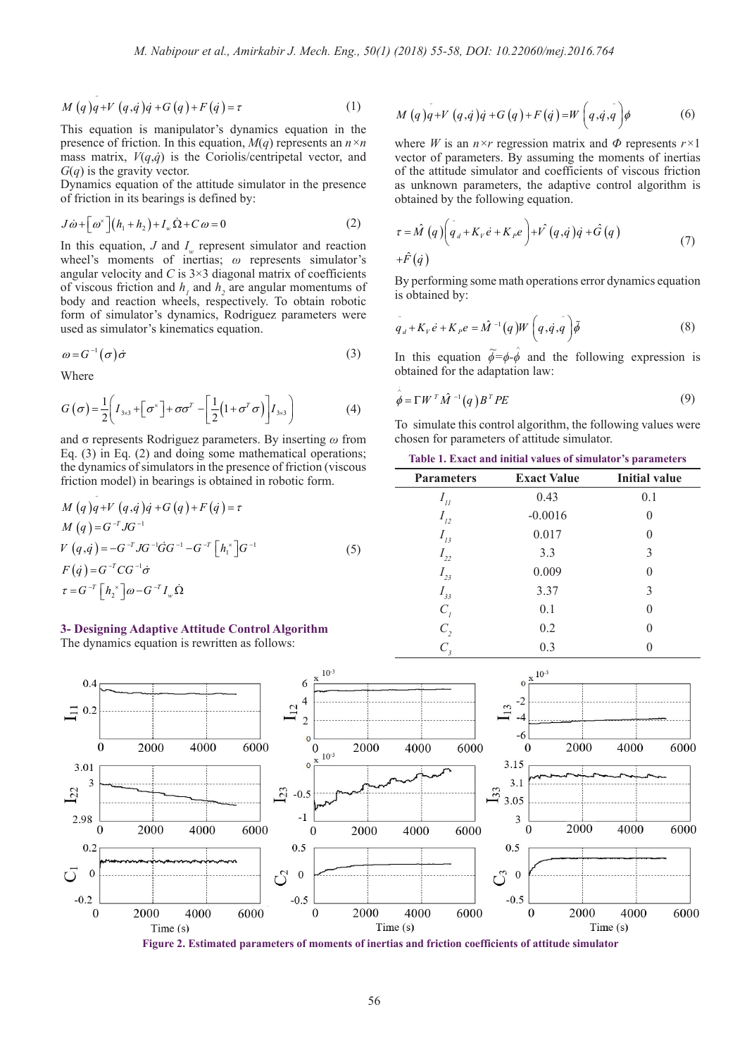$$M(q)\ddot{q}+V(q,\dot{q})\dot{q}+G(q)+F(\dot{q})=\tau \tag{1}$$

This equation is manipulator's dynamics equation in the presence of friction. In this equation, $M(q)$ represents an $n\times n$ mass matrix, $V(q,\dot{q})$ is the Coriolis/centripetal vector, and $G(q)$ is the gravity vector.

Dynamics equation of the attitude simulator in the presence of friction in its bearings is defined by:

$$J\dot{\omega}+\left[\omega^{\times}\right](h_1+h_2)+I_w\dot{\Omega}+C\omega=0 \tag{2}$$

In this equation, $J$ and $I_w$ represent simulator and reaction wheel's moments of inertias; $\omega$ represents simulator's angular velocity and $C$ is 3×3 diagonal matrix of coefficients of viscous friction and $h_1$ and $h_2$ are angular momentums of body and reaction wheels, respectively. To obtain robotic form of simulator's dynamics, Rodriguez parameters were used as simulator's kinematics equation.

$$\omega=G^{-1}(\sigma)\dot{\sigma} \tag{3}$$

Where

$$G(\sigma)=\frac{1}{2}\left(I_{3\times3}+\left[\sigma^{\times}\right]+\sigma\sigma^{T}-\left[\frac{1}{2}\left(1+\sigma^{T}\sigma\right)\right]I_{3\times3}\right) \tag{4}$$

and σ represents Rodriguez parameters. By inserting $\omega$ from Eq. (3) in Eq. (2) and doing some mathematical operations; the dynamics of simulators in the presence of friction (viscous friction model) in bearings is obtained in robotic form.

$$\begin{aligned}
&M(q)\ddot{q}+V(q,\dot{q})\dot{q}+G(q)+F(\dot{q})=\tau\\
&M(q)=G^{-T}JG^{-1}\\
&V(q,\dot{q})=-G^{-T}JG^{-1}\dot{G}G^{-1}-G^{-T}\left[h_1^{\times}\right]G^{-1}\\
&F(\dot{q})=G^{-T}CG^{-1}\dot{\sigma}\\
&\tau=G^{-T}\left[h_2^{\times}\right]\omega-G^{-T}I_w\dot{\Omega}
\end{aligned} \tag{5}$$

## 3- Designing Adaptive Attitude Control Algorithm

The dynamics equation is rewritten as follows:

$$M(q)\ddot{q}+V(q,\dot{q})\dot{q}+G(q)+F(\dot{q})=W\left(q,\dot{q},\ddot{q}\right)\phi \tag{6}$$

where $W$ is an $n\times r$ regression matrix and $\Phi$ represents $r\times1$ vector of parameters. By assuming the moments of inertias of the attitude simulator and coefficients of viscous friction as unknown parameters, the adaptive control algorithm is obtained by the following equation.

$$\tau=\hat{M}(q)\left(\ddot{q}_d+K_V\dot{e}+K_Pe\right)+\hat{V}(q,\dot{q})\dot{q}+\hat{G}(q)+\hat{F}(\dot{q}) \tag{7}$$

By performing some math operations error dynamics equation is obtained by:

$$\ddot{q}_d+K_V\dot{e}+K_Pe=\hat{M}^{-1}(q)W\left(q,\dot{q},\ddot{q}\right)\tilde{\phi} \tag{8}$$

In this equation $\tilde{\phi}=\phi-\hat{\phi}$ and the following expression is obtained for the adaptation law:

$$\dot{\hat{\phi}}=\Gamma W^{T}\hat{M}^{-1}(q)B^{T}PE \tag{9}$$

To simulate this control algorithm, the following values were chosen for parameters of attitude simulator.

**Table 1. Exact and initial values of simulator's parameters**

| Parameters | Exact Value | Initial value |
|---|---|---|
| $I_{11}$ | 0.43 | 0.1 |
| $I_{12}$ | -0.0016 | 0 |
| $I_{13}$ | 0.017 | 0 |
| $I_{22}$ | 3.3 | 3 |
| $I_{23}$ | 0.009 | 0 |
| $I_{33}$ | 3.37 | 3 |
| $C_1$ | 0.1 | 0 |
| $C_2$ | 0.2 | 0 |
| $C_3$ | 0.3 | 0 |

**Figure 2. Estimated parameters of moments of inertias and friction coefficients of attitude simulator**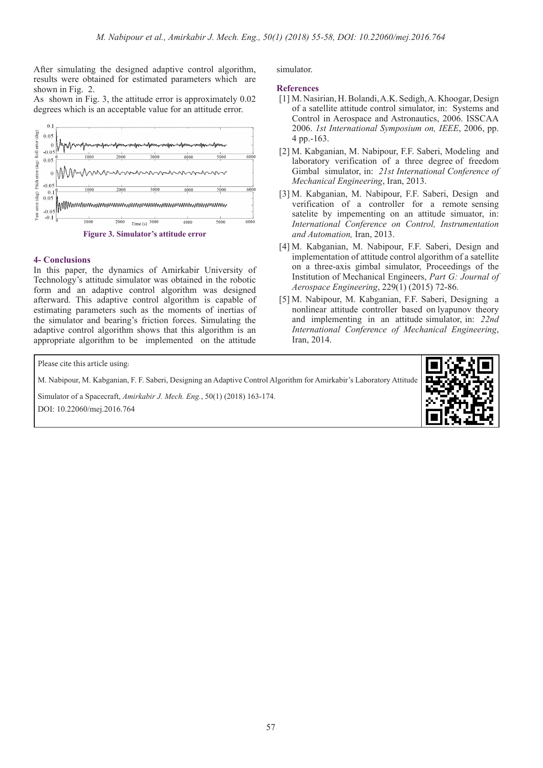After simulating the designed adaptive control algorithm, results were obtained for estimated parameters which are shown in Fig. 2.

As shown in Fig. 3, the attitude error is approximately 0.02 degrees which is an acceptable value for an attitude error.

Roll error (deg)
Pitch error (deg)
Yaw error (deg)
0.1
0.05
0
-0.05
0.05
0
-0.05
0.1
0.05
-0.05
-0.1
0
1000
2000
3000
4000
5000
6000
Time (s)

**Figure 3. Simulator's attitude error**

## 4- Conclusions

In this paper, the dynamics of Amirkabir University of Technology's attitude simulator was obtained in the robotic form and an adaptive control algorithm was designed afterward. This adaptive control algorithm is capable of estimating parameters such as the moments of inertias of the simulator and bearing's friction forces. Simulating the adaptive control algorithm shows that this algorithm is an appropriate algorithm to be implemented on the attitude simulator.

## References

[1] M. Nasirian, H. Bolandi, A.K. Sedigh, A. Khoogar, Design of a satellite attitude control simulator, in: Systems and Control in Aerospace and Astronautics, 2006. ISSCAA 2006. *1st International Symposium on, IEEE*, 2006, pp. 4 pp.-163.

[2] M. Kabganian, M. Nabipour, F.F. Saberi, Modeling and laboratory verification of a three degree of freedom Gimbal simulator, in: *21st International Conference of Mechanical Engineering*, Iran, 2013.

[3] M. Kabganian, M. Nabipour, F.F. Saberi, Design and verification of a controller for a remote sensing satelite by impementing on an attitude simuator, in: *International Conference on Control, Instrumentation and Automation,* Iran, 2013.

[4] M. Kabganian, M. Nabipour, F.F. Saberi, Design and implementation of attitude control algorithm of a satellite on a three-axis gimbal simulator, Proceedings of the Institution of Mechanical Engineers, *Part G: Journal of Aerospace Engineering*, 229(1) (2015) 72-86.

[5] M. Nabipour, M. Kabganian, F.F. Saberi, Designing a nonlinear attitude controller based on lyapunov theory and implementing in an attitude simulator, in: *22nd International Conference of Mechanical Engineering*, Iran, 2014.

Please cite this article using:

M. Nabipour, M. Kabganian, F. F. Saberi, Designing an Adaptive Control Algorithm for Amirkabir's Laboratory Attitude Simulator of a Spacecraft, *Amirkabir J. Mech. Eng.*, 50(1) (2018) 163-174.

DOI: 10.22060/mej.2016.764